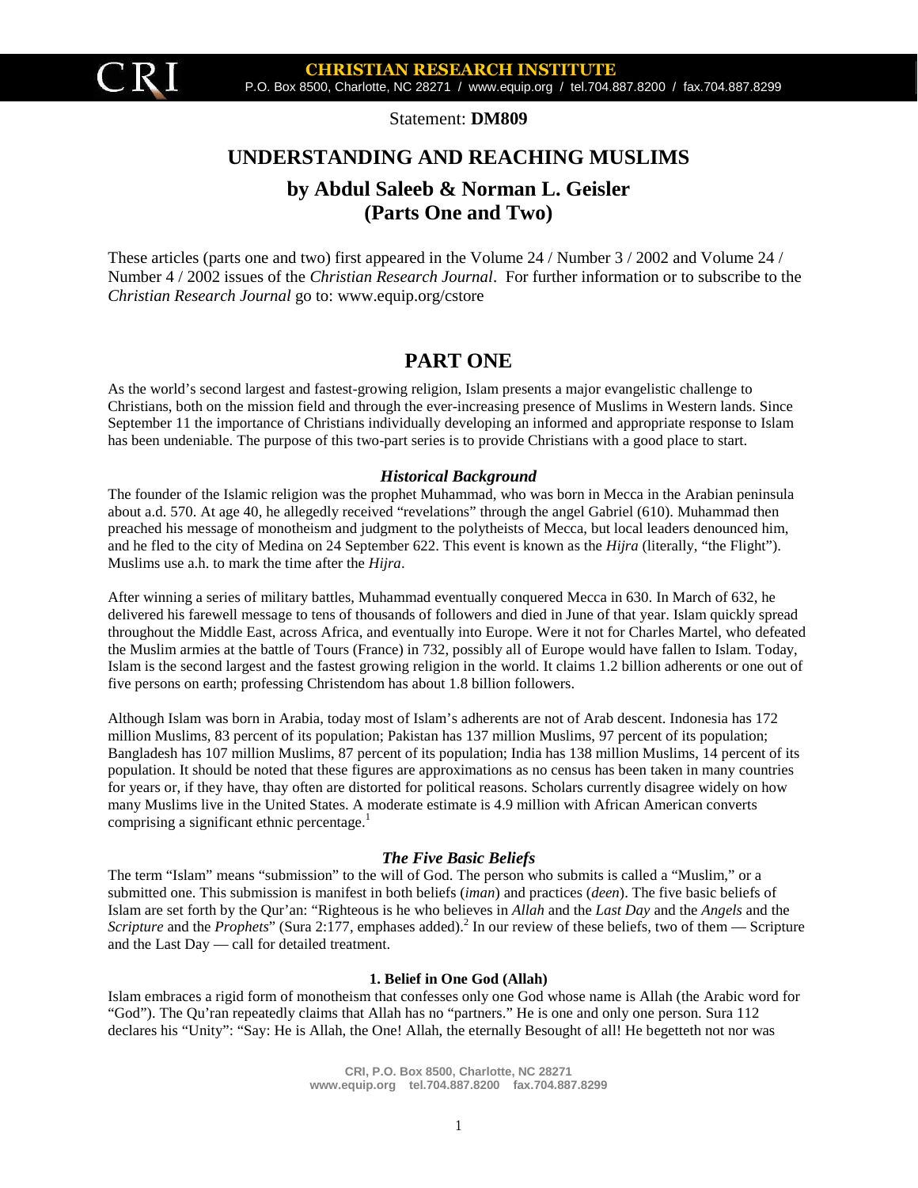Statement: **DM809**

# UNDERSTANDING AND REACHING MUSLIMS

## by Abdul Saleeb & Norman L. Geisler (Parts One and Two)

These articles (parts one and two) first appeared in the Volume 24 / Number 3 / 2002 and Volume 24 / Number 4 / 2002 issues of the *Christian Research Journal*. For further information or to subscribe to the *Christian Research Journal* go to: www.equip.org/cstore

## PART ONE

As the world's second largest and fastest-growing religion, Islam presents a major evangelistic challenge to Christians, both on the mission field and through the ever-increasing presence of Muslims in Western lands. Since September 11 the importance of Christians individually developing an informed and appropriate response to Islam has been undeniable. The purpose of this two-part series is to provide Christians with a good place to start.

### *Historical Background*

The founder of the Islamic religion was the prophet Muhammad, who was born in Mecca in the Arabian peninsula about a.d. 570. At age 40, he allegedly received "revelations" through the angel Gabriel (610). Muhammad then preached his message of monotheism and judgment to the polytheists of Mecca, but local leaders denounced him, and he fled to the city of Medina on 24 September 622. This event is known as the *Hijra* (literally, "the Flight"). Muslims use a.h. to mark the time after the *Hijra*.

After winning a series of military battles, Muhammad eventually conquered Mecca in 630. In March of 632, he delivered his farewell message to tens of thousands of followers and died in June of that year. Islam quickly spread throughout the Middle East, across Africa, and eventually into Europe. Were it not for Charles Martel, who defeated the Muslim armies at the battle of Tours (France) in 732, possibly all of Europe would have fallen to Islam. Today, Islam is the second largest and the fastest growing religion in the world. It claims 1.2 billion adherents or one out of five persons on earth; professing Christendom has about 1.8 billion followers.

Although Islam was born in Arabia, today most of Islam's adherents are not of Arab descent. Indonesia has 172 million Muslims, 83 percent of its population; Pakistan has 137 million Muslims, 97 percent of its population; Bangladesh has 107 million Muslims, 87 percent of its population; India has 138 million Muslims, 14 percent of its population. It should be noted that these figures are approximations as no census has been taken in many countries for years or, if they have, thay often are distorted for political reasons. Scholars currently disagree widely on how many Muslims live in the United States. A moderate estimate is 4.9 million with African American converts comprising a significant ethnic percentage.[1]

### *The Five Basic Beliefs*

The term "Islam" means "submission" to the will of God. The person who submits is called a "Muslim," or a submitted one. This submission is manifest in both beliefs (*iman*) and practices (*deen*). The five basic beliefs of Islam are set forth by the Qur'an: "Righteous is he who believes in *Allah* and the *Last Day* and the *Angels* and the *Scripture* and the *Prophets*" (Sura 2:177, emphases added).[2] In our review of these beliefs, two of them — Scripture and the Last Day — call for detailed treatment.

#### 1. Belief in One God (Allah)

Islam embraces a rigid form of monotheism that confesses only one God whose name is Allah (the Arabic word for "God"). The Qu'ran repeatedly claims that Allah has no "partners." He is one and only one person. Sura 112 declares his "Unity": "Say: He is Allah, the One! Allah, the eternally Besought of all! He begetteth not nor was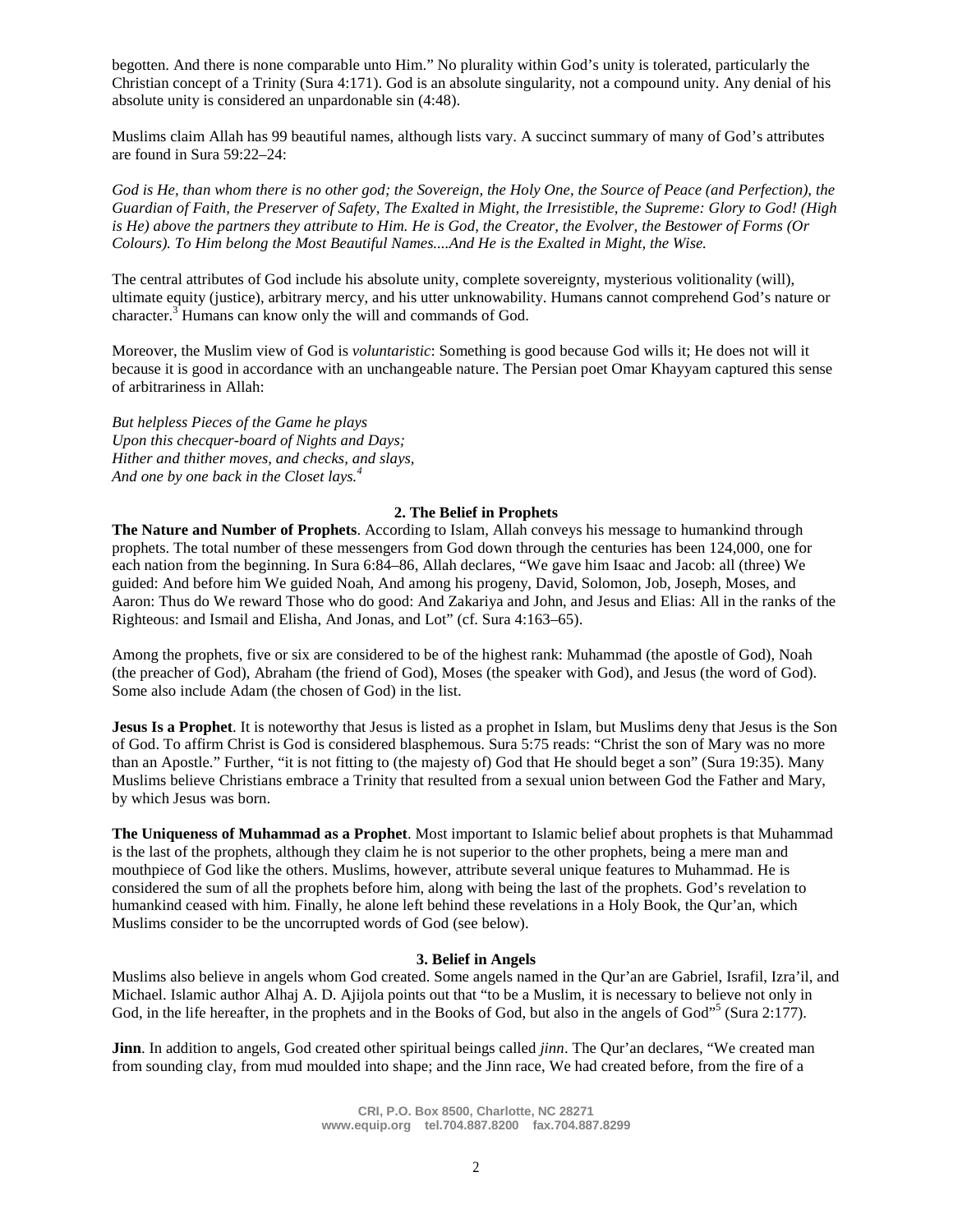begotten. And there is none comparable unto Him." No plurality within God's unity is tolerated, particularly the Christian concept of a Trinity (Sura 4:171). God is an absolute singularity, not a compound unity. Any denial of his absolute unity is considered an unpardonable sin (4:48).

Muslims claim Allah has 99 beautiful names, although lists vary. A succinct summary of many of God's attributes are found in Sura 59:22–24:

*God is He, than whom there is no other god; the Sovereign, the Holy One, the Source of Peace (and Perfection), the Guardian of Faith, the Preserver of Safety, The Exalted in Might, the Irresistible, the Supreme: Glory to God! (High is He) above the partners they attribute to Him. He is God, the Creator, the Evolver, the Bestower of Forms (Or Colours). To Him belong the Most Beautiful Names....And He is the Exalted in Might, the Wise.*

The central attributes of God include his absolute unity, complete sovereignty, mysterious volitionality (will), ultimate equity (justice), arbitrary mercy, and his utter unknowability. Humans cannot comprehend God's nature or character.[3] Humans can know only the will and commands of God.

Moreover, the Muslim view of God is *voluntaristic*: Something is good because God wills it; He does not will it because it is good in accordance with an unchangeable nature. The Persian poet Omar Khayyam captured this sense of arbitrariness in Allah:

*But helpless Pieces of the Game he plays*
*Upon this checquer-board of Nights and Days;*
*Hither and thither moves, and checks, and slays,*
*And one by one back in the Closet lays.*[4]

### 2. The Belief in Prophets

**The Nature and Number of Prophets**. According to Islam, Allah conveys his message to humankind through prophets. The total number of these messengers from God down through the centuries has been 124,000, one for each nation from the beginning. In Sura 6:84–86, Allah declares, "We gave him Isaac and Jacob: all (three) We guided: And before him We guided Noah, And among his progeny, David, Solomon, Job, Joseph, Moses, and Aaron: Thus do We reward Those who do good: And Zakariya and John, and Jesus and Elias: All in the ranks of the Righteous: and Ismail and Elisha, And Jonas, and Lot" (cf. Sura 4:163–65).

Among the prophets, five or six are considered to be of the highest rank: Muhammad (the apostle of God), Noah (the preacher of God), Abraham (the friend of God), Moses (the speaker with God), and Jesus (the word of God). Some also include Adam (the chosen of God) in the list.

**Jesus Is a Prophet**. It is noteworthy that Jesus is listed as a prophet in Islam, but Muslims deny that Jesus is the Son of God. To affirm Christ is God is considered blasphemous. Sura 5:75 reads: "Christ the son of Mary was no more than an Apostle." Further, "it is not fitting to (the majesty of) God that He should beget a son" (Sura 19:35). Many Muslims believe Christians embrace a Trinity that resulted from a sexual union between God the Father and Mary, by which Jesus was born.

**The Uniqueness of Muhammad as a Prophet**. Most important to Islamic belief about prophets is that Muhammad is the last of the prophets, although they claim he is not superior to the other prophets, being a mere man and mouthpiece of God like the others. Muslims, however, attribute several unique features to Muhammad. He is considered the sum of all the prophets before him, along with being the last of the prophets. God's revelation to humankind ceased with him. Finally, he alone left behind these revelations in a Holy Book, the Qur'an, which Muslims consider to be the uncorrupted words of God (see below).

### 3. Belief in Angels

Muslims also believe in angels whom God created. Some angels named in the Qur'an are Gabriel, Israfil, Izra'il, and Michael. Islamic author Alhaj A. D. Ajijola points out that "to be a Muslim, it is necessary to believe not only in God, in the life hereafter, in the prophets and in the Books of God, but also in the angels of God"[5] (Sura 2:177).

**Jinn**. In addition to angels, God created other spiritual beings called *jinn*. The Qur'an declares, "We created man from sounding clay, from mud moulded into shape; and the Jinn race, We had created before, from the fire of a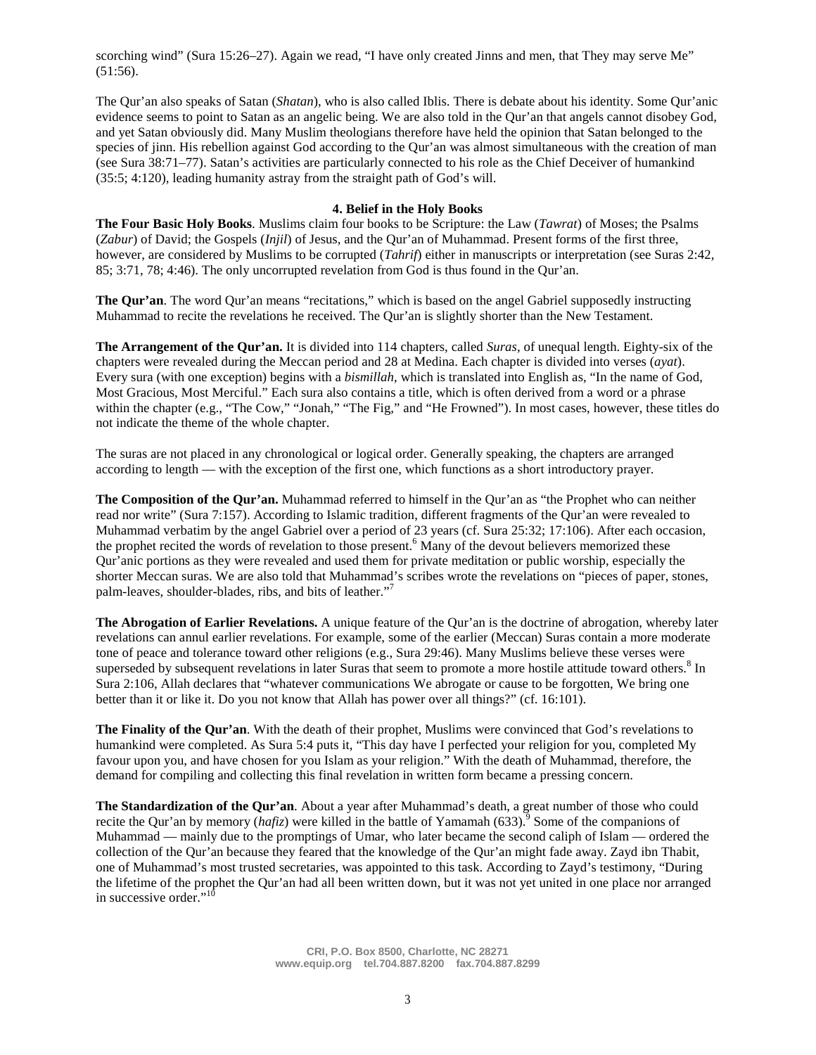scorching wind" (Sura 15:26–27). Again we read, "I have only created Jinns and men, that They may serve Me" (51:56).

The Qur'an also speaks of Satan (*Shatan*), who is also called Iblis. There is debate about his identity. Some Qur'anic evidence seems to point to Satan as an angelic being. We are also told in the Qur'an that angels cannot disobey God, and yet Satan obviously did. Many Muslim theologians therefore have held the opinion that Satan belonged to the species of jinn. His rebellion against God according to the Qur'an was almost simultaneous with the creation of man (see Sura 38:71–77). Satan's activities are particularly connected to his role as the Chief Deceiver of humankind (35:5; 4:120), leading humanity astray from the straight path of God's will.

### 4. Belief in the Holy Books

**The Four Basic Holy Books**. Muslims claim four books to be Scripture: the Law (*Tawrat*) of Moses; the Psalms (*Zabur*) of David; the Gospels (*Injil*) of Jesus, and the Qur'an of Muhammad. Present forms of the first three, however, are considered by Muslims to be corrupted (*Tahrif*) either in manuscripts or interpretation (see Suras 2:42, 85; 3:71, 78; 4:46). The only uncorrupted revelation from God is thus found in the Qur'an.

**The Qur'an**. The word Qur'an means "recitations," which is based on the angel Gabriel supposedly instructing Muhammad to recite the revelations he received. The Qur'an is slightly shorter than the New Testament.

**The Arrangement of the Qur'an.** It is divided into 114 chapters, called *Suras*, of unequal length. Eighty-six of the chapters were revealed during the Meccan period and 28 at Medina. Each chapter is divided into verses (*ayat*). Every sura (with one exception) begins with a *bismillah*, which is translated into English as, "In the name of God, Most Gracious, Most Merciful." Each sura also contains a title, which is often derived from a word or a phrase within the chapter (e.g., "The Cow," "Jonah," "The Fig," and "He Frowned"). In most cases, however, these titles do not indicate the theme of the whole chapter.

The suras are not placed in any chronological or logical order. Generally speaking, the chapters are arranged according to length — with the exception of the first one, which functions as a short introductory prayer.

**The Composition of the Qur'an.** Muhammad referred to himself in the Qur'an as "the Prophet who can neither read nor write" (Sura 7:157). According to Islamic tradition, different fragments of the Qur'an were revealed to Muhammad verbatim by the angel Gabriel over a period of 23 years (cf. Sura 25:32; 17:106). After each occasion, the prophet recited the words of revelation to those present.[6] Many of the devout believers memorized these Qur'anic portions as they were revealed and used them for private meditation or public worship, especially the shorter Meccan suras. We are also told that Muhammad's scribes wrote the revelations on "pieces of paper, stones, palm-leaves, shoulder-blades, ribs, and bits of leather."[7]

**The Abrogation of Earlier Revelations.** A unique feature of the Qur'an is the doctrine of abrogation, whereby later revelations can annul earlier revelations. For example, some of the earlier (Meccan) Suras contain a more moderate tone of peace and tolerance toward other religions (e.g., Sura 29:46). Many Muslims believe these verses were superseded by subsequent revelations in later Suras that seem to promote a more hostile attitude toward others.[8] In Sura 2:106, Allah declares that "whatever communications We abrogate or cause to be forgotten, We bring one better than it or like it. Do you not know that Allah has power over all things?" (cf. 16:101).

**The Finality of the Qur'an**. With the death of their prophet, Muslims were convinced that God's revelations to humankind were completed. As Sura 5:4 puts it, "This day have I perfected your religion for you, completed My favour upon you, and have chosen for you Islam as your religion." With the death of Muhammad, therefore, the demand for compiling and collecting this final revelation in written form became a pressing concern.

**The Standardization of the Qur'an**. About a year after Muhammad's death, a great number of those who could recite the Qur'an by memory (*hafiz*) were killed in the battle of Yamamah (633).[9] Some of the companions of Muhammad — mainly due to the promptings of Umar, who later became the second caliph of Islam — ordered the collection of the Qur'an because they feared that the knowledge of the Qur'an might fade away. Zayd ibn Thabit, one of Muhammad's most trusted secretaries, was appointed to this task. According to Zayd's testimony, "During the lifetime of the prophet the Qur'an had all been written down, but it was not yet united in one place nor arranged in successive order."[10]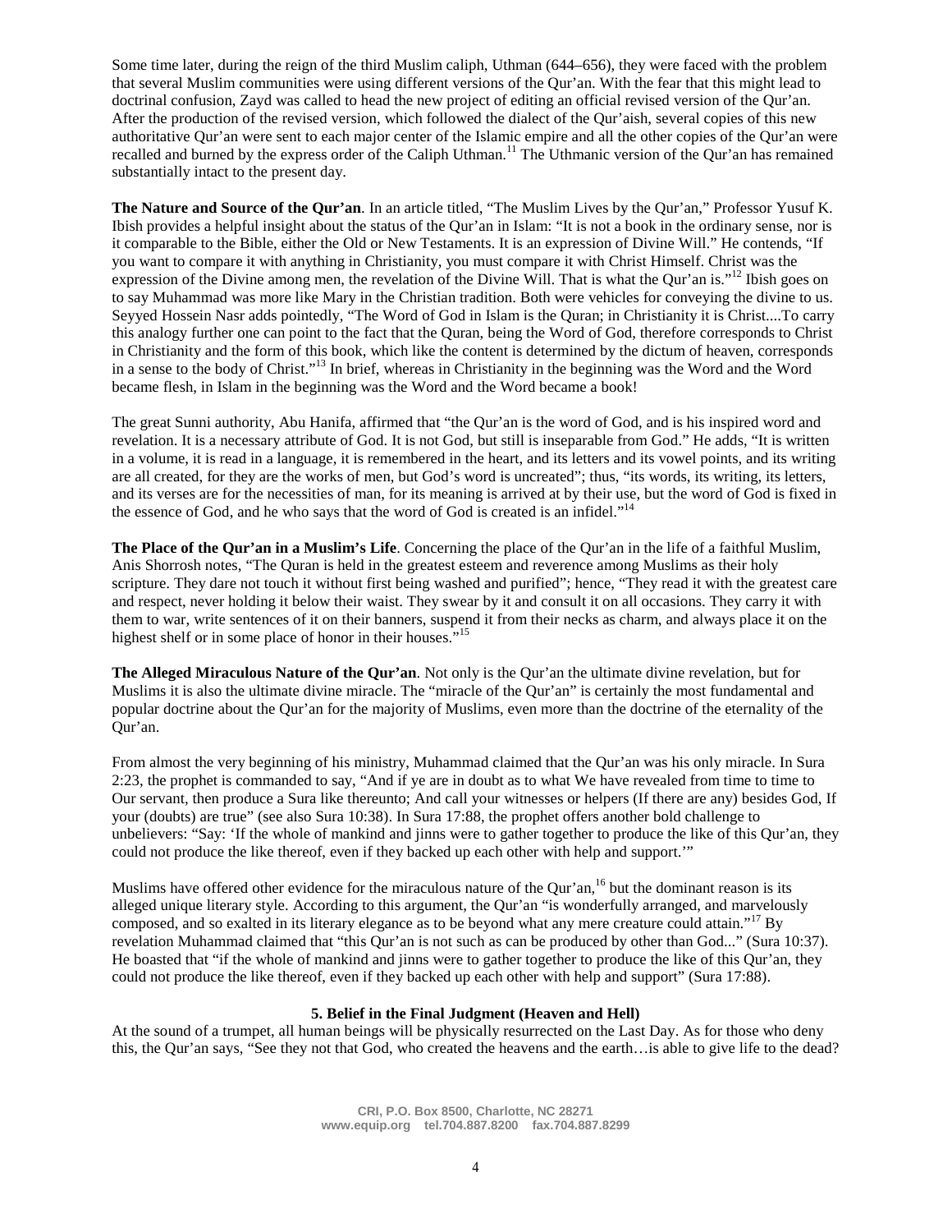Some time later, during the reign of the third Muslim caliph, Uthman (644–656), they were faced with the problem that several Muslim communities were using different versions of the Qur'an. With the fear that this might lead to doctrinal confusion, Zayd was called to head the new project of editing an official revised version of the Qur'an. After the production of the revised version, which followed the dialect of the Qur'aish, several copies of this new authoritative Qur'an were sent to each major center of the Islamic empire and all the other copies of the Qur'an were recalled and burned by the express order of the Caliph Uthman.[11] The Uthmanic version of the Qur'an has remained substantially intact to the present day.

**The Nature and Source of the Qur'an**. In an article titled, "The Muslim Lives by the Qur'an," Professor Yusuf K. Ibish provides a helpful insight about the status of the Qur'an in Islam: "It is not a book in the ordinary sense, nor is it comparable to the Bible, either the Old or New Testaments. It is an expression of Divine Will." He contends, "If you want to compare it with anything in Christianity, you must compare it with Christ Himself. Christ was the expression of the Divine among men, the revelation of the Divine Will. That is what the Qur'an is."[12] Ibish goes on to say Muhammad was more like Mary in the Christian tradition. Both were vehicles for conveying the divine to us. Seyyed Hossein Nasr adds pointedly, "The Word of God in Islam is the Quran; in Christianity it is Christ....To carry this analogy further one can point to the fact that the Quran, being the Word of God, therefore corresponds to Christ in Christianity and the form of this book, which like the content is determined by the dictum of heaven, corresponds in a sense to the body of Christ."[13] In brief, whereas in Christianity in the beginning was the Word and the Word became flesh, in Islam in the beginning was the Word and the Word became a book!

The great Sunni authority, Abu Hanifa, affirmed that "the Qur'an is the word of God, and is his inspired word and revelation. It is a necessary attribute of God. It is not God, but still is inseparable from God." He adds, "It is written in a volume, it is read in a language, it is remembered in the heart, and its letters and its vowel points, and its writing are all created, for they are the works of men, but God's word is uncreated"; thus, "its words, its writing, its letters, and its verses are for the necessities of man, for its meaning is arrived at by their use, but the word of God is fixed in the essence of God, and he who says that the word of God is created is an infidel."[14]

**The Place of the Qur'an in a Muslim's Life**. Concerning the place of the Qur'an in the life of a faithful Muslim, Anis Shorrosh notes, "The Quran is held in the greatest esteem and reverence among Muslims as their holy scripture. They dare not touch it without first being washed and purified"; hence, "They read it with the greatest care and respect, never holding it below their waist. They swear by it and consult it on all occasions. They carry it with them to war, write sentences of it on their banners, suspend it from their necks as charm, and always place it on the highest shelf or in some place of honor in their houses."[15]

**The Alleged Miraculous Nature of the Qur'an**. Not only is the Qur'an the ultimate divine revelation, but for Muslims it is also the ultimate divine miracle. The "miracle of the Qur'an" is certainly the most fundamental and popular doctrine about the Qur'an for the majority of Muslims, even more than the doctrine of the eternality of the Qur'an.

From almost the very beginning of his ministry, Muhammad claimed that the Qur'an was his only miracle. In Sura 2:23, the prophet is commanded to say, "And if ye are in doubt as to what We have revealed from time to time to Our servant, then produce a Sura like thereunto; And call your witnesses or helpers (If there are any) besides God, If your (doubts) are true" (see also Sura 10:38). In Sura 17:88, the prophet offers another bold challenge to unbelievers: "Say: 'If the whole of mankind and jinns were to gather together to produce the like of this Qur'an, they could not produce the like thereof, even if they backed up each other with help and support.'"

Muslims have offered other evidence for the miraculous nature of the Qur'an,[16] but the dominant reason is its alleged unique literary style. According to this argument, the Qur'an "is wonderfully arranged, and marvelously composed, and so exalted in its literary elegance as to be beyond what any mere creature could attain."[17] By revelation Muhammad claimed that "this Qur'an is not such as can be produced by other than God..." (Sura 10:37). He boasted that "if the whole of mankind and jinns were to gather together to produce the like of this Qur'an, they could not produce the like thereof, even if they backed up each other with help and support" (Sura 17:88).

**5. Belief in the Final Judgment (Heaven and Hell)**

At the sound of a trumpet, all human beings will be physically resurrected on the Last Day. As for those who deny this, the Qur'an says, "See they not that God, who created the heavens and the earth…is able to give life to the dead?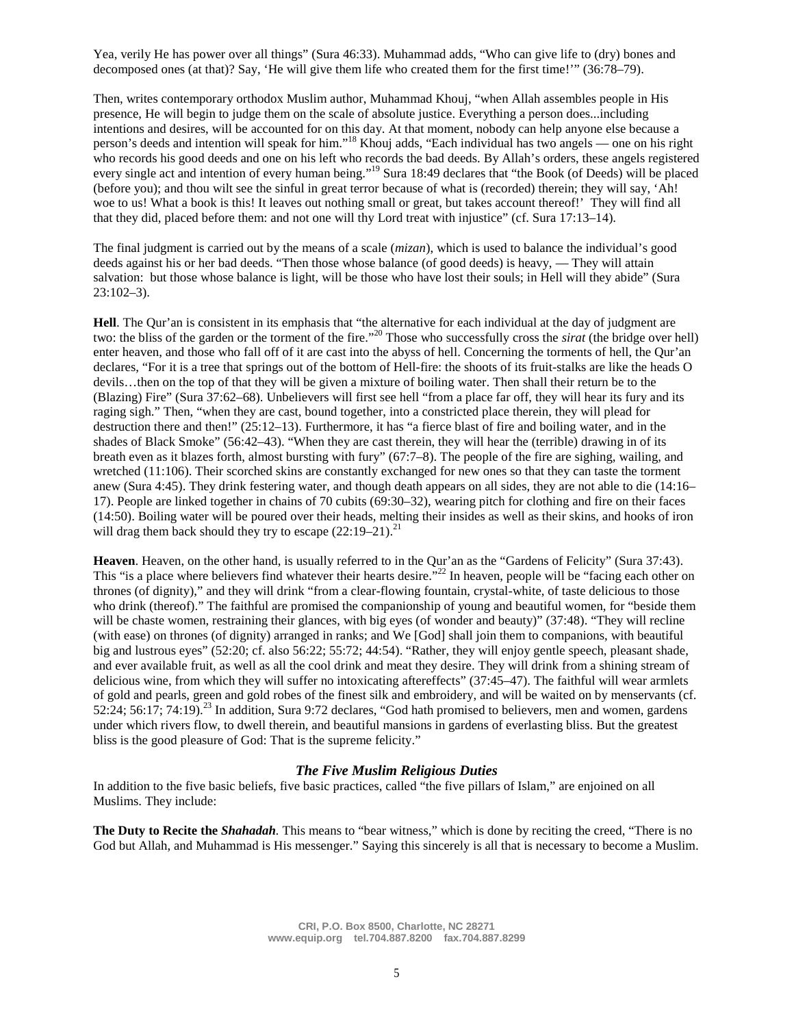Yea, verily He has power over all things" (Sura 46:33). Muhammad adds, "Who can give life to (dry) bones and decomposed ones (at that)? Say, 'He will give them life who created them for the first time!'" (36:78–79).

Then, writes contemporary orthodox Muslim author, Muhammad Khouj, "when Allah assembles people in His presence, He will begin to judge them on the scale of absolute justice. Everything a person does...including intentions and desires, will be accounted for on this day. At that moment, nobody can help anyone else because a person's deeds and intention will speak for him."[18] Khouj adds, "Each individual has two angels — one on his right who records his good deeds and one on his left who records the bad deeds. By Allah's orders, these angels registered every single act and intention of every human being."[19] Sura 18:49 declares that "the Book (of Deeds) will be placed (before you); and thou wilt see the sinful in great terror because of what is (recorded) therein; they will say, 'Ah! woe to us! What a book is this! It leaves out nothing small or great, but takes account thereof!' They will find all that they did, placed before them: and not one will thy Lord treat with injustice" (cf. Sura 17:13–14).

The final judgment is carried out by the means of a scale (*mizan*), which is used to balance the individual's good deeds against his or her bad deeds. "Then those whose balance (of good deeds) is heavy, — They will attain salvation: but those whose balance is light, will be those who have lost their souls; in Hell will they abide" (Sura 23:102–3).

**Hell**. The Qur'an is consistent in its emphasis that "the alternative for each individual at the day of judgment are two: the bliss of the garden or the torment of the fire."[20] Those who successfully cross the *sirat* (the bridge over hell) enter heaven, and those who fall off of it are cast into the abyss of hell. Concerning the torments of hell, the Qur'an declares, "For it is a tree that springs out of the bottom of Hell-fire: the shoots of its fruit-stalks are like the heads O devils…then on the top of that they will be given a mixture of boiling water. Then shall their return be to the (Blazing) Fire" (Sura 37:62–68). Unbelievers will first see hell "from a place far off, they will hear its fury and its raging sigh." Then, "when they are cast, bound together, into a constricted place therein, they will plead for destruction there and then!" (25:12–13). Furthermore, it has "a fierce blast of fire and boiling water, and in the shades of Black Smoke" (56:42–43). "When they are cast therein, they will hear the (terrible) drawing in of its breath even as it blazes forth, almost bursting with fury" (67:7–8). The people of the fire are sighing, wailing, and wretched (11:106). Their scorched skins are constantly exchanged for new ones so that they can taste the torment anew (Sura 4:45). They drink festering water, and though death appears on all sides, they are not able to die (14:16–17). People are linked together in chains of 70 cubits (69:30–32), wearing pitch for clothing and fire on their faces (14:50). Boiling water will be poured over their heads, melting their insides as well as their skins, and hooks of iron will drag them back should they try to escape (22:19–21).[21]

**Heaven**. Heaven, on the other hand, is usually referred to in the Qur'an as the "Gardens of Felicity" (Sura 37:43). This "is a place where believers find whatever their hearts desire."[22] In heaven, people will be "facing each other on thrones (of dignity)," and they will drink "from a clear-flowing fountain, crystal-white, of taste delicious to those who drink (thereof)." The faithful are promised the companionship of young and beautiful women, for "beside them will be chaste women, restraining their glances, with big eyes (of wonder and beauty)" (37:48). "They will recline (with ease) on thrones (of dignity) arranged in ranks; and We [God] shall join them to companions, with beautiful big and lustrous eyes" (52:20; cf. also 56:22; 55:72; 44:54). "Rather, they will enjoy gentle speech, pleasant shade, and ever available fruit, as well as all the cool drink and meat they desire. They will drink from a shining stream of delicious wine, from which they will suffer no intoxicating aftereffects" (37:45–47). The faithful will wear armlets of gold and pearls, green and gold robes of the finest silk and embroidery, and will be waited on by menservants (cf. 52:24; 56:17; 74:19).[23] In addition, Sura 9:72 declares, "God hath promised to believers, men and women, gardens under which rivers flow, to dwell therein, and beautiful mansions in gardens of everlasting bliss. But the greatest bliss is the good pleasure of God: That is the supreme felicity."

### *The Five Muslim Religious Duties*

In addition to the five basic beliefs, five basic practices, called "the five pillars of Islam," are enjoined on all Muslims. They include:

**The Duty to Recite the *Shahadah*.** This means to "bear witness," which is done by reciting the creed, "There is no God but Allah, and Muhammad is His messenger." Saying this sincerely is all that is necessary to become a Muslim.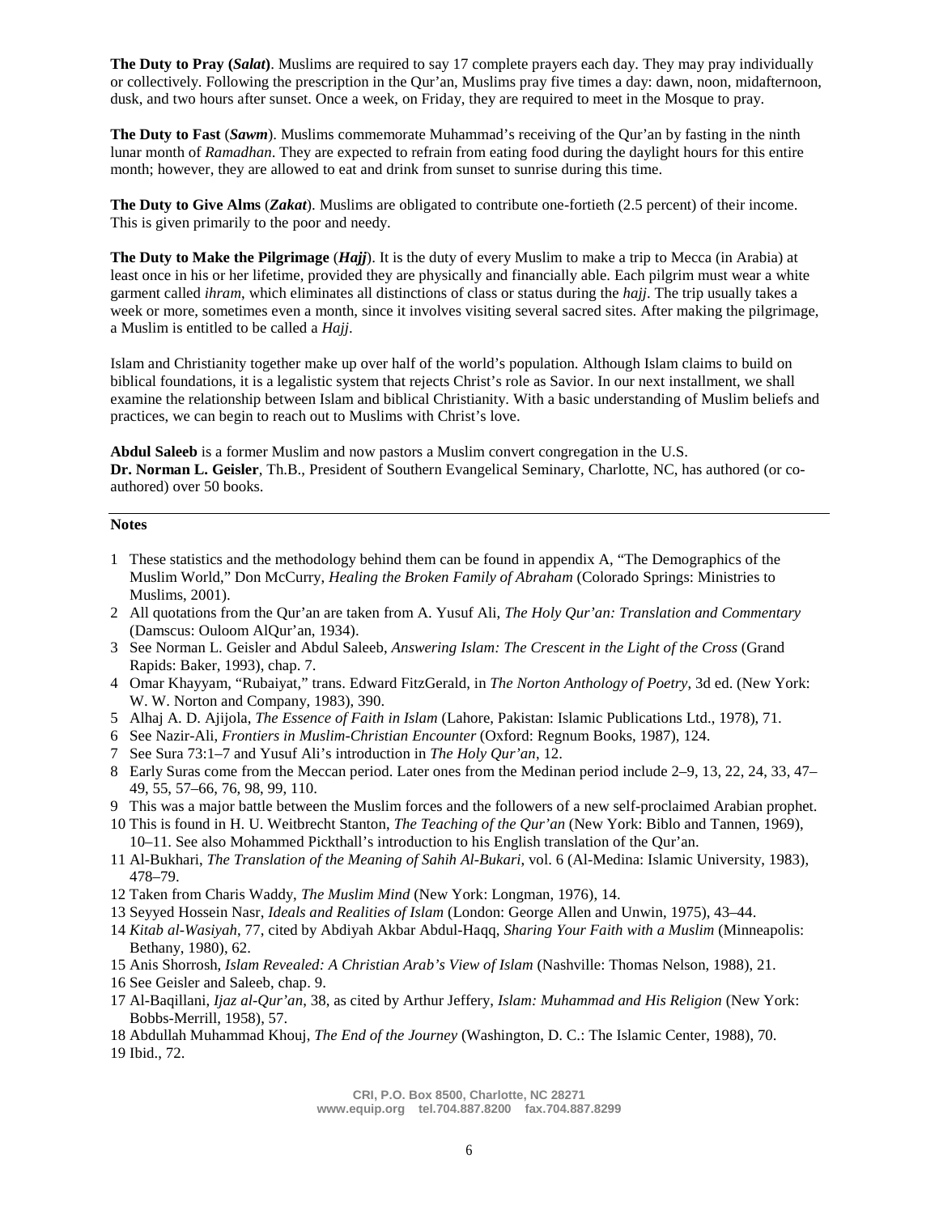**The Duty to Pray (*Salat*)**. Muslims are required to say 17 complete prayers each day. They may pray individually or collectively. Following the prescription in the Qur'an, Muslims pray five times a day: dawn, noon, midafternoon, dusk, and two hours after sunset. Once a week, on Friday, they are required to meet in the Mosque to pray.

**The Duty to Fast** (***Sawm***). Muslims commemorate Muhammad's receiving of the Qur'an by fasting in the ninth lunar month of *Ramadhan*. They are expected to refrain from eating food during the daylight hours for this entire month; however, they are allowed to eat and drink from sunset to sunrise during this time.

**The Duty to Give Alms** (***Zakat***). Muslims are obligated to contribute one-fortieth (2.5 percent) of their income. This is given primarily to the poor and needy.

**The Duty to Make the Pilgrimage** (***Hajj***). It is the duty of every Muslim to make a trip to Mecca (in Arabia) at least once in his or her lifetime, provided they are physically and financially able. Each pilgrim must wear a white garment called *ihram*, which eliminates all distinctions of class or status during the *hajj*. The trip usually takes a week or more, sometimes even a month, since it involves visiting several sacred sites. After making the pilgrimage, a Muslim is entitled to be called a *Hajj*.

Islam and Christianity together make up over half of the world's population. Although Islam claims to build on biblical foundations, it is a legalistic system that rejects Christ's role as Savior. In our next installment, we shall examine the relationship between Islam and biblical Christianity. With a basic understanding of Muslim beliefs and practices, we can begin to reach out to Muslims with Christ's love.

**Abdul Saleeb** is a former Muslim and now pastors a Muslim convert congregation in the U.S.
**Dr. Norman L. Geisler**, Th.B., President of Southern Evangelical Seminary, Charlotte, NC, has authored (or co-authored) over 50 books.

---

**Notes**

1 These statistics and the methodology behind them can be found in appendix A, "The Demographics of the Muslim World," Don McCurry, *Healing the Broken Family of Abraham* (Colorado Springs: Ministries to Muslims, 2001).
2 All quotations from the Qur'an are taken from A. Yusuf Ali, *The Holy Qur'an: Translation and Commentary* (Damscus: Ouloom AlQur'an, 1934).
3 See Norman L. Geisler and Abdul Saleeb, *Answering Islam: The Crescent in the Light of the Cross* (Grand Rapids: Baker, 1993), chap. 7.
4 Omar Khayyam, "Rubaiyat," trans. Edward FitzGerald, in *The Norton Anthology of Poetry*, 3d ed. (New York: W. W. Norton and Company, 1983), 390.
5 Alhaj A. D. Ajijola, *The Essence of Faith in Islam* (Lahore, Pakistan: Islamic Publications Ltd., 1978), 71.
6 See Nazir-Ali, *Frontiers in Muslim-Christian Encounter* (Oxford: Regnum Books, 1987), 124.
7 See Sura 73:1–7 and Yusuf Ali's introduction in *The Holy Qur'an*, 12.
8 Early Suras come from the Meccan period. Later ones from the Medinan period include 2–9, 13, 22, 24, 33, 47–49, 55, 57–66, 76, 98, 99, 110.
9 This was a major battle between the Muslim forces and the followers of a new self-proclaimed Arabian prophet.
10 This is found in H. U. Weitbrecht Stanton, *The Teaching of the Qur'an* (New York: Biblo and Tannen, 1969), 10–11. See also Mohammed Pickthall's introduction to his English translation of the Qur'an.
11 Al-Bukhari, *The Translation of the Meaning of Sahih Al-Bukari*, vol. 6 (Al-Medina: Islamic University, 1983), 478–79.
12 Taken from Charis Waddy, *The Muslim Mind* (New York: Longman, 1976), 14.
13 Seyyed Hossein Nasr, *Ideals and Realities of Islam* (London: George Allen and Unwin, 1975), 43–44.
14 *Kitab al-Wasiyah*, 77, cited by Abdiyah Akbar Abdul-Haqq, *Sharing Your Faith with a Muslim* (Minneapolis: Bethany, 1980), 62.
15 Anis Shorrosh, *Islam Revealed: A Christian Arab's View of Islam* (Nashville: Thomas Nelson, 1988), 21.
16 See Geisler and Saleeb, chap. 9.
17 Al-Baqillani, *Ijaz al-Qur'an*, 38, as cited by Arthur Jeffery, *Islam: Muhammad and His Religion* (New York: Bobbs-Merrill, 1958), 57.
18 Abdullah Muhammad Khouj, *The End of the Journey* (Washington, D. C.: The Islamic Center, 1988), 70.
19 Ibid., 72.

CRI, P.O. Box 8500, Charlotte, NC 28271
www.equip.org tel.704.887.8200 fax.704.887.8299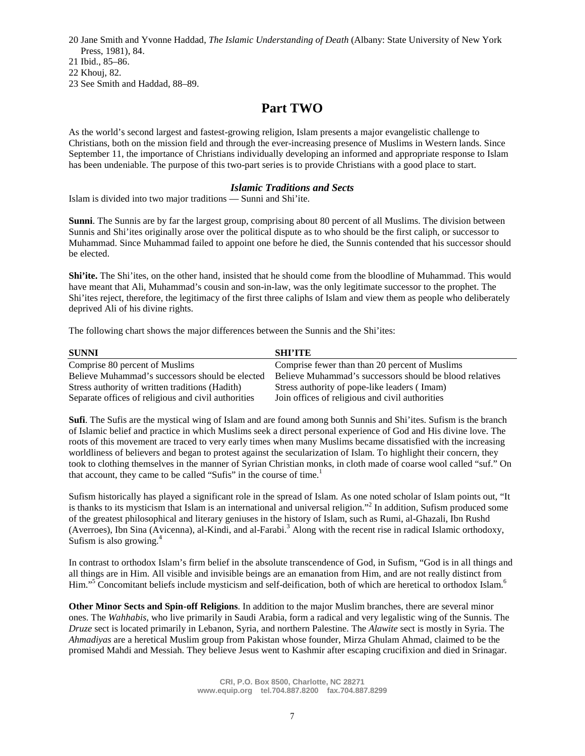20 Jane Smith and Yvonne Haddad, *The Islamic Understanding of Death* (Albany: State University of New York Press, 1981), 84.
21 Ibid., 85–86.
22 Khouj, 82.
23 See Smith and Haddad, 88–89.

# Part TWO

As the world's second largest and fastest-growing religion, Islam presents a major evangelistic challenge to Christians, both on the mission field and through the ever-increasing presence of Muslims in Western lands. Since September 11, the importance of Christians individually developing an informed and appropriate response to Islam has been undeniable. The purpose of this two-part series is to provide Christians with a good place to start.

### *Islamic Traditions and Sects*

Islam is divided into two major traditions — Sunni and Shi'ite.

**Sunni**. The Sunnis are by far the largest group, comprising about 80 percent of all Muslims. The division between Sunnis and Shi'ites originally arose over the political dispute as to who should be the first caliph, or successor to Muhammad. Since Muhammad failed to appoint one before he died, the Sunnis contended that his successor should be elected.

**Shi'ite.** The Shi'ites, on the other hand, insisted that he should come from the bloodline of Muhammad. This would have meant that Ali, Muhammad's cousin and son-in-law, was the only legitimate successor to the prophet. The Shi'ites reject, therefore, the legitimacy of the first three caliphs of Islam and view them as people who deliberately deprived Ali of his divine rights.

The following chart shows the major differences between the Sunnis and the Shi'ites:

| SUNNI | SHI'ITE |
|---|---|
| Comprise 80 percent of Muslims | Comprise fewer than than 20 percent of Muslims |
| Believe Muhammad's successors should be elected | Believe Muhammad's successors should be blood relatives |
| Stress authority of written traditions (Hadith) | Stress authority of pope-like leaders ( Imam) |
| Separate offices of religious and civil authorities | Join offices of religious and civil authorities |

**Sufi**. The Sufis are the mystical wing of Islam and are found among both Sunnis and Shi'ites. Sufism is the branch of Islamic belief and practice in which Muslims seek a direct personal experience of God and His divine love. The roots of this movement are traced to very early times when many Muslims became dissatisfied with the increasing worldliness of believers and began to protest against the secularization of Islam. To highlight their concern, they took to clothing themselves in the manner of Syrian Christian monks, in cloth made of coarse wool called "suf." On that account, they came to be called "Sufis" in the course of time.[1]

Sufism historically has played a significant role in the spread of Islam. As one noted scholar of Islam points out, "It is thanks to its mysticism that Islam is an international and universal religion."[2] In addition, Sufism produced some of the greatest philosophical and literary geniuses in the history of Islam, such as Rumi, al-Ghazali, Ibn Rushd (Averroes), Ibn Sina (Avicenna), al-Kindi, and al-Farabi.[3] Along with the recent rise in radical Islamic orthodoxy, Sufism is also growing.[4]

In contrast to orthodox Islam's firm belief in the absolute transcendence of God, in Sufism, "God is in all things and all things are in Him. All visible and invisible beings are an emanation from Him, and are not really distinct from Him."[5] Concomitant beliefs include mysticism and self-deification, both of which are heretical to orthodox Islam.[6]

**Other Minor Sects and Spin-off Religions**. In addition to the major Muslim branches, there are several minor ones. The *Wahhabis*, who live primarily in Saudi Arabia, form a radical and very legalistic wing of the Sunnis. The *Druze* sect is located primarily in Lebanon, Syria, and northern Palestine. The *Alawite* sect is mostly in Syria. The *Ahmadiyas* are a heretical Muslim group from Pakistan whose founder, Mirza Ghulam Ahmad, claimed to be the promised Mahdi and Messiah. They believe Jesus went to Kashmir after escaping crucifixion and died in Srinagar.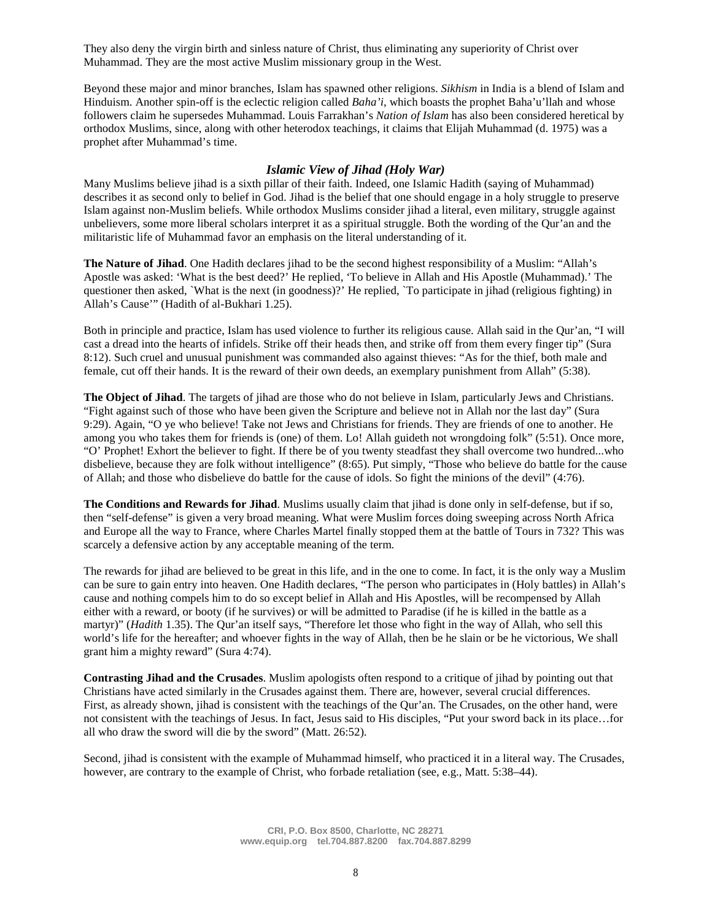They also deny the virgin birth and sinless nature of Christ, thus eliminating any superiority of Christ over Muhammad. They are the most active Muslim missionary group in the West.

Beyond these major and minor branches, Islam has spawned other religions. *Sikhism* in India is a blend of Islam and Hinduism. Another spin-off is the eclectic religion called *Baha'i*, which boasts the prophet Baha'u'llah and whose followers claim he supersedes Muhammad. Louis Farrakhan's *Nation of Islam* has also been considered heretical by orthodox Muslims, since, along with other heterodox teachings, it claims that Elijah Muhammad (d. 1975) was a prophet after Muhammad's time.

### *Islamic View of Jihad (Holy War)*

Many Muslims believe jihad is a sixth pillar of their faith. Indeed, one Islamic Hadith (saying of Muhammad) describes it as second only to belief in God. Jihad is the belief that one should engage in a holy struggle to preserve Islam against non-Muslim beliefs. While orthodox Muslims consider jihad a literal, even military, struggle against unbelievers, some more liberal scholars interpret it as a spiritual struggle. Both the wording of the Qur'an and the militaristic life of Muhammad favor an emphasis on the literal understanding of it.

**The Nature of Jihad**. One Hadith declares jihad to be the second highest responsibility of a Muslim: "Allah's Apostle was asked: 'What is the best deed?' He replied, 'To believe in Allah and His Apostle (Muhammad).' The questioner then asked, `What is the next (in goodness)?' He replied, `To participate in jihad (religious fighting) in Allah's Cause'" (Hadith of al-Bukhari 1.25).

Both in principle and practice, Islam has used violence to further its religious cause. Allah said in the Qur'an, "I will cast a dread into the hearts of infidels. Strike off their heads then, and strike off from them every finger tip" (Sura 8:12). Such cruel and unusual punishment was commanded also against thieves: "As for the thief, both male and female, cut off their hands. It is the reward of their own deeds, an exemplary punishment from Allah" (5:38).

**The Object of Jihad**. The targets of jihad are those who do not believe in Islam, particularly Jews and Christians. "Fight against such of those who have been given the Scripture and believe not in Allah nor the last day" (Sura 9:29). Again, "O ye who believe! Take not Jews and Christians for friends. They are friends of one to another. He among you who takes them for friends is (one) of them. Lo! Allah guideth not wrongdoing folk" (5:51). Once more, "O' Prophet! Exhort the believer to fight. If there be of you twenty steadfast they shall overcome two hundred...who disbelieve, because they are folk without intelligence" (8:65). Put simply, "Those who believe do battle for the cause of Allah; and those who disbelieve do battle for the cause of idols. So fight the minions of the devil" (4:76).

**The Conditions and Rewards for Jihad**. Muslims usually claim that jihad is done only in self-defense, but if so, then "self-defense" is given a very broad meaning. What were Muslim forces doing sweeping across North Africa and Europe all the way to France, where Charles Martel finally stopped them at the battle of Tours in 732? This was scarcely a defensive action by any acceptable meaning of the term.

The rewards for jihad are believed to be great in this life, and in the one to come. In fact, it is the only way a Muslim can be sure to gain entry into heaven. One Hadith declares, "The person who participates in (Holy battles) in Allah's cause and nothing compels him to do so except belief in Allah and His Apostles, will be recompensed by Allah either with a reward, or booty (if he survives) or will be admitted to Paradise (if he is killed in the battle as a martyr)" (*Hadith* 1.35). The Qur'an itself says, "Therefore let those who fight in the way of Allah, who sell this world's life for the hereafter; and whoever fights in the way of Allah, then be he slain or be he victorious, We shall grant him a mighty reward" (Sura 4:74).

**Contrasting Jihad and the Crusades**. Muslim apologists often respond to a critique of jihad by pointing out that Christians have acted similarly in the Crusades against them. There are, however, several crucial differences. First, as already shown, jihad is consistent with the teachings of the Qur'an. The Crusades, on the other hand, were not consistent with the teachings of Jesus. In fact, Jesus said to His disciples, "Put your sword back in its place…for all who draw the sword will die by the sword" (Matt. 26:52).

Second, jihad is consistent with the example of Muhammad himself, who practiced it in a literal way. The Crusades, however, are contrary to the example of Christ, who forbade retaliation (see, e.g., Matt. 5:38–44).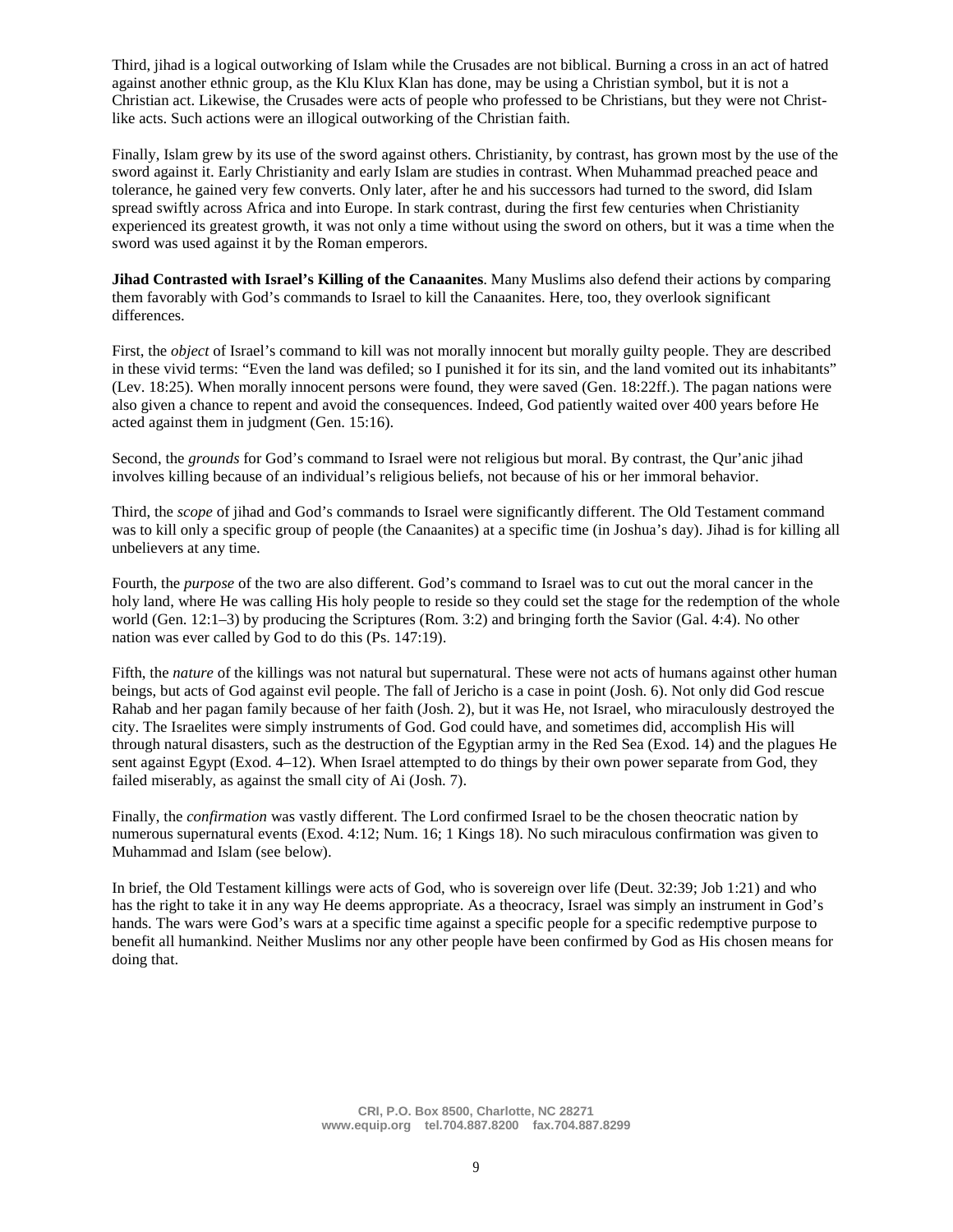Third, jihad is a logical outworking of Islam while the Crusades are not biblical. Burning a cross in an act of hatred against another ethnic group, as the Klu Klux Klan has done, may be using a Christian symbol, but it is not a Christian act. Likewise, the Crusades were acts of people who professed to be Christians, but they were not Christ-like acts. Such actions were an illogical outworking of the Christian faith.

Finally, Islam grew by its use of the sword against others. Christianity, by contrast, has grown most by the use of the sword against it. Early Christianity and early Islam are studies in contrast. When Muhammad preached peace and tolerance, he gained very few converts. Only later, after he and his successors had turned to the sword, did Islam spread swiftly across Africa and into Europe. In stark contrast, during the first few centuries when Christianity experienced its greatest growth, it was not only a time without using the sword on others, but it was a time when the sword was used against it by the Roman emperors.

**Jihad Contrasted with Israel's Killing of the Canaanites**. Many Muslims also defend their actions by comparing them favorably with God's commands to Israel to kill the Canaanites. Here, too, they overlook significant differences.

First, the *object* of Israel's command to kill was not morally innocent but morally guilty people. They are described in these vivid terms: "Even the land was defiled; so I punished it for its sin, and the land vomited out its inhabitants" (Lev. 18:25). When morally innocent persons were found, they were saved (Gen. 18:22ff.). The pagan nations were also given a chance to repent and avoid the consequences. Indeed, God patiently waited over 400 years before He acted against them in judgment (Gen. 15:16).

Second, the *grounds* for God's command to Israel were not religious but moral. By contrast, the Qur'anic jihad involves killing because of an individual's religious beliefs, not because of his or her immoral behavior.

Third, the *scope* of jihad and God's commands to Israel were significantly different. The Old Testament command was to kill only a specific group of people (the Canaanites) at a specific time (in Joshua's day). Jihad is for killing all unbelievers at any time.

Fourth, the *purpose* of the two are also different. God's command to Israel was to cut out the moral cancer in the holy land, where He was calling His holy people to reside so they could set the stage for the redemption of the whole world (Gen. 12:1–3) by producing the Scriptures (Rom. 3:2) and bringing forth the Savior (Gal. 4:4). No other nation was ever called by God to do this (Ps. 147:19).

Fifth, the *nature* of the killings was not natural but supernatural. These were not acts of humans against other human beings, but acts of God against evil people. The fall of Jericho is a case in point (Josh. 6). Not only did God rescue Rahab and her pagan family because of her faith (Josh. 2), but it was He, not Israel, who miraculously destroyed the city. The Israelites were simply instruments of God. God could have, and sometimes did, accomplish His will through natural disasters, such as the destruction of the Egyptian army in the Red Sea (Exod. 14) and the plagues He sent against Egypt (Exod. 4–12). When Israel attempted to do things by their own power separate from God, they failed miserably, as against the small city of Ai (Josh. 7).

Finally, the *confirmation* was vastly different. The Lord confirmed Israel to be the chosen theocratic nation by numerous supernatural events (Exod. 4:12; Num. 16; 1 Kings 18). No such miraculous confirmation was given to Muhammad and Islam (see below).

In brief, the Old Testament killings were acts of God, who is sovereign over life (Deut. 32:39; Job 1:21) and who has the right to take it in any way He deems appropriate. As a theocracy, Israel was simply an instrument in God's hands. The wars were God's wars at a specific time against a specific people for a specific redemptive purpose to benefit all humankind. Neither Muslims nor any other people have been confirmed by God as His chosen means for doing that.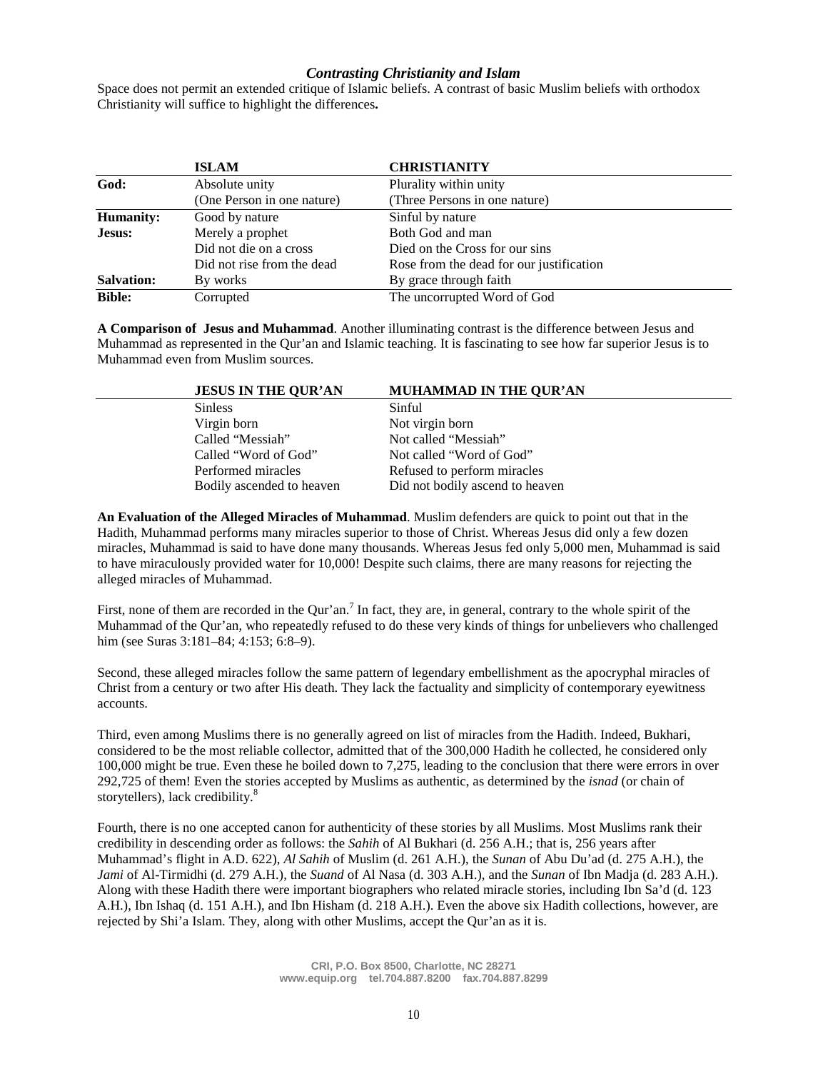### *Contrasting Christianity and Islam*

Space does not permit an extended critique of Islamic beliefs. A contrast of basic Muslim beliefs with orthodox Christianity will suffice to highlight the differences**.**

| | **ISLAM** | **CHRISTIANITY** |
|---|---|---|
| **God:** | Absolute unity | Plurality within unity |
| | (One Person in one nature) | (Three Persons in one nature) |
| **Humanity:** | Good by nature | Sinful by nature |
| **Jesus:** | Merely a prophet | Both God and man |
| | Did not die on a cross | Died on the Cross for our sins |
| | Did not rise from the dead | Rose from the dead for our justification |
| **Salvation:** | By works | By grace through faith |
| **Bible:** | Corrupted | The uncorrupted Word of God |

**A Comparison of Jesus and Muhammad**. Another illuminating contrast is the difference between Jesus and Muhammad as represented in the Qur'an and Islamic teaching. It is fascinating to see how far superior Jesus is to Muhammad even from Muslim sources.

| **JESUS IN THE QUR'AN** | **MUHAMMAD IN THE QUR'AN** |
|---|---|
| Sinless | Sinful |
| Virgin born | Not virgin born |
| Called "Messiah" | Not called "Messiah" |
| Called "Word of God" | Not called "Word of God" |
| Performed miracles | Refused to perform miracles |
| Bodily ascended to heaven | Did not bodily ascend to heaven |

**An Evaluation of the Alleged Miracles of Muhammad**. Muslim defenders are quick to point out that in the Hadith, Muhammad performs many miracles superior to those of Christ. Whereas Jesus did only a few dozen miracles, Muhammad is said to have done many thousands. Whereas Jesus fed only 5,000 men, Muhammad is said to have miraculously provided water for 10,000! Despite such claims, there are many reasons for rejecting the alleged miracles of Muhammad.

First, none of them are recorded in the Qur'an.[7] In fact, they are, in general, contrary to the whole spirit of the Muhammad of the Qur'an, who repeatedly refused to do these very kinds of things for unbelievers who challenged him (see Suras 3:181–84; 4:153; 6:8–9).

Second, these alleged miracles follow the same pattern of legendary embellishment as the apocryphal miracles of Christ from a century or two after His death. They lack the factuality and simplicity of contemporary eyewitness accounts.

Third, even among Muslims there is no generally agreed on list of miracles from the Hadith. Indeed, Bukhari, considered to be the most reliable collector, admitted that of the 300,000 Hadith he collected, he considered only 100,000 might be true. Even these he boiled down to 7,275, leading to the conclusion that there were errors in over 292,725 of them! Even the stories accepted by Muslims as authentic, as determined by the *isnad* (or chain of storytellers), lack credibility.[8]

Fourth, there is no one accepted canon for authenticity of these stories by all Muslims. Most Muslims rank their credibility in descending order as follows: the *Sahih* of Al Bukhari (d. 256 A.H.; that is, 256 years after Muhammad's flight in A.D. 622), *Al Sahih* of Muslim (d. 261 A.H.), the *Sunan* of Abu Du'ad (d. 275 A.H.), the *Jami* of Al-Tirmidhi (d. 279 A.H.), the *Suand* of Al Nasa (d. 303 A.H.), and the *Sunan* of Ibn Madja (d. 283 A.H.). Along with these Hadith there were important biographers who related miracle stories, including Ibn Sa'd (d. 123 A.H.), Ibn Ishaq (d. 151 A.H.), and Ibn Hisham (d. 218 A.H.). Even the above six Hadith collections, however, are rejected by Shi'a Islam. They, along with other Muslims, accept the Qur'an as it is.

CRI, P.O. Box 8500, Charlotte, NC 28271
www.equip.org tel.704.887.8200 fax.704.887.8299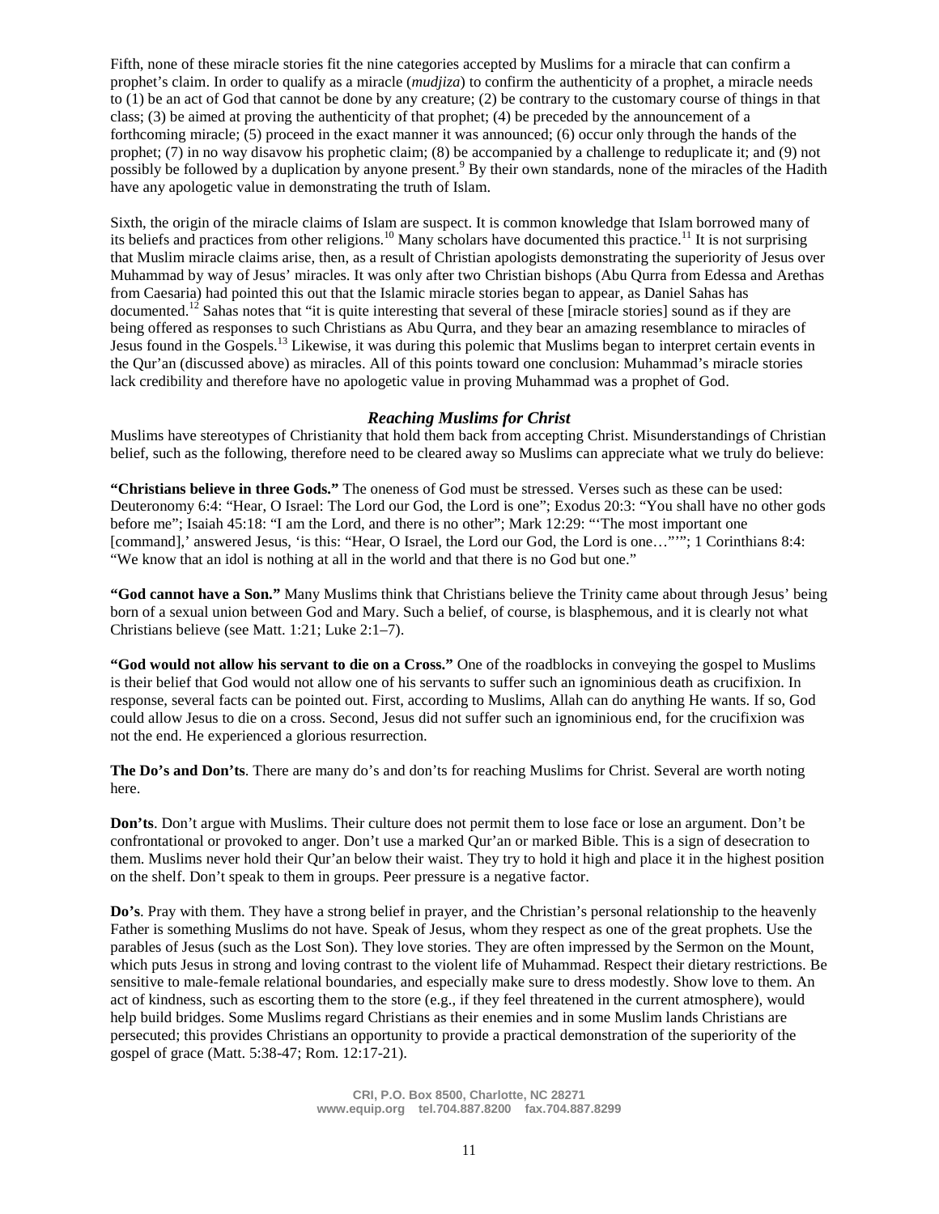Fifth, none of these miracle stories fit the nine categories accepted by Muslims for a miracle that can confirm a prophet's claim. In order to qualify as a miracle (*mudjiza*) to confirm the authenticity of a prophet, a miracle needs to (1) be an act of God that cannot be done by any creature; (2) be contrary to the customary course of things in that class; (3) be aimed at proving the authenticity of that prophet; (4) be preceded by the announcement of a forthcoming miracle; (5) proceed in the exact manner it was announced; (6) occur only through the hands of the prophet; (7) in no way disavow his prophetic claim; (8) be accompanied by a challenge to reduplicate it; and (9) not possibly be followed by a duplication by anyone present.[9] By their own standards, none of the miracles of the Hadith have any apologetic value in demonstrating the truth of Islam.

Sixth, the origin of the miracle claims of Islam are suspect. It is common knowledge that Islam borrowed many of its beliefs and practices from other religions.[10] Many scholars have documented this practice.[11] It is not surprising that Muslim miracle claims arise, then, as a result of Christian apologists demonstrating the superiority of Jesus over Muhammad by way of Jesus' miracles. It was only after two Christian bishops (Abu Qurra from Edessa and Arethas from Caesaria) had pointed this out that the Islamic miracle stories began to appear, as Daniel Sahas has documented.[12] Sahas notes that "it is quite interesting that several of these [miracle stories] sound as if they are being offered as responses to such Christians as Abu Qurra, and they bear an amazing resemblance to miracles of Jesus found in the Gospels.[13] Likewise, it was during this polemic that Muslims began to interpret certain events in the Qur'an (discussed above) as miracles. All of this points toward one conclusion: Muhammad's miracle stories lack credibility and therefore have no apologetic value in proving Muhammad was a prophet of God.

### *Reaching Muslims for Christ*

Muslims have stereotypes of Christianity that hold them back from accepting Christ. Misunderstandings of Christian belief, such as the following, therefore need to be cleared away so Muslims can appreciate what we truly do believe:

**"Christians believe in three Gods."** The oneness of God must be stressed. Verses such as these can be used: Deuteronomy 6:4: "Hear, O Israel: The Lord our God, the Lord is one"; Exodus 20:3: "You shall have no other gods before me"; Isaiah 45:18: "I am the Lord, and there is no other"; Mark 12:29: "'The most important one [command],' answered Jesus, 'is this: "Hear, O Israel, the Lord our God, the Lord is one…"'"; 1 Corinthians 8:4: "We know that an idol is nothing at all in the world and that there is no God but one."

**"God cannot have a Son."** Many Muslims think that Christians believe the Trinity came about through Jesus' being born of a sexual union between God and Mary. Such a belief, of course, is blasphemous, and it is clearly not what Christians believe (see Matt. 1:21; Luke 2:1–7).

**"God would not allow his servant to die on a Cross."** One of the roadblocks in conveying the gospel to Muslims is their belief that God would not allow one of his servants to suffer such an ignominious death as crucifixion. In response, several facts can be pointed out. First, according to Muslims, Allah can do anything He wants. If so, God could allow Jesus to die on a cross. Second, Jesus did not suffer such an ignominious end, for the crucifixion was not the end. He experienced a glorious resurrection.

**The Do's and Don'ts**. There are many do's and don'ts for reaching Muslims for Christ. Several are worth noting here.

**Don'ts**. Don't argue with Muslims. Their culture does not permit them to lose face or lose an argument. Don't be confrontational or provoked to anger. Don't use a marked Qur'an or marked Bible. This is a sign of desecration to them. Muslims never hold their Qur'an below their waist. They try to hold it high and place it in the highest position on the shelf. Don't speak to them in groups. Peer pressure is a negative factor.

**Do's**. Pray with them. They have a strong belief in prayer, and the Christian's personal relationship to the heavenly Father is something Muslims do not have. Speak of Jesus, whom they respect as one of the great prophets. Use the parables of Jesus (such as the Lost Son). They love stories. They are often impressed by the Sermon on the Mount, which puts Jesus in strong and loving contrast to the violent life of Muhammad. Respect their dietary restrictions. Be sensitive to male-female relational boundaries, and especially make sure to dress modestly. Show love to them. An act of kindness, such as escorting them to the store (e.g., if they feel threatened in the current atmosphere), would help build bridges. Some Muslims regard Christians as their enemies and in some Muslim lands Christians are persecuted; this provides Christians an opportunity to provide a practical demonstration of the superiority of the gospel of grace (Matt. 5:38-47; Rom. 12:17-21).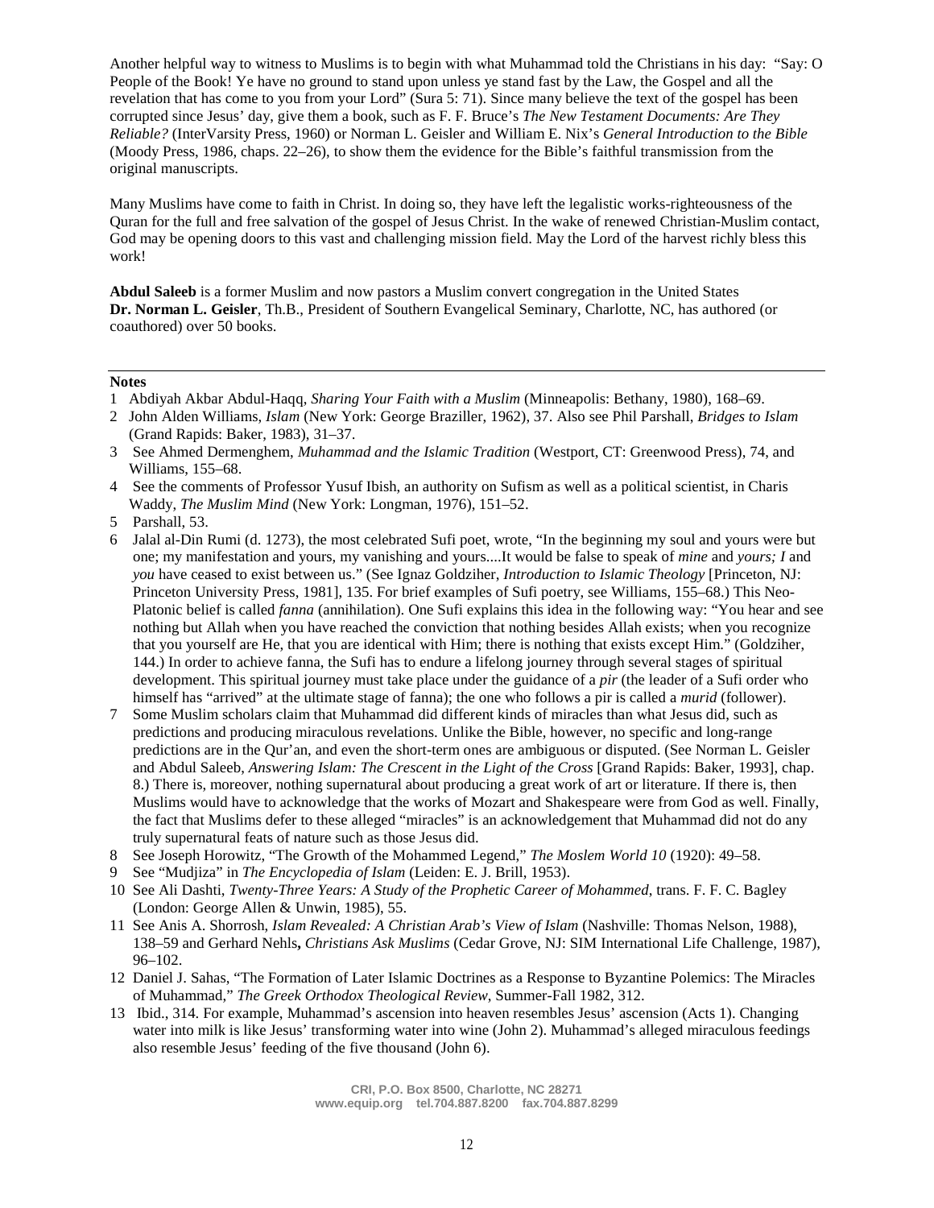Another helpful way to witness to Muslims is to begin with what Muhammad told the Christians in his day: "Say: O People of the Book! Ye have no ground to stand upon unless ye stand fast by the Law, the Gospel and all the revelation that has come to you from your Lord" (Sura 5: 71). Since many believe the text of the gospel has been corrupted since Jesus' day, give them a book, such as F. F. Bruce's *The New Testament Documents: Are They Reliable?* (InterVarsity Press, 1960) or Norman L. Geisler and William E. Nix's *General Introduction to the Bible* (Moody Press, 1986, chaps. 22–26), to show them the evidence for the Bible's faithful transmission from the original manuscripts.

Many Muslims have come to faith in Christ. In doing so, they have left the legalistic works-righteousness of the Quran for the full and free salvation of the gospel of Jesus Christ. In the wake of renewed Christian-Muslim contact, God may be opening doors to this vast and challenging mission field. May the Lord of the harvest richly bless this work!

**Abdul Saleeb** is a former Muslim and now pastors a Muslim convert congregation in the United States
**Dr. Norman L. Geisler**, Th.B., President of Southern Evangelical Seminary, Charlotte, NC, has authored (or coauthored) over 50 books.

---

**Notes**

1 Abdiyah Akbar Abdul-Haqq, *Sharing Your Faith with a Muslim* (Minneapolis: Bethany, 1980), 168–69.

2 John Alden Williams, *Islam* (New York: George Braziller, 1962), 37. Also see Phil Parshall, *Bridges to Islam* (Grand Rapids: Baker, 1983), 31–37.

3 See Ahmed Dermenghem, *Muhammad and the Islamic Tradition* (Westport, CT: Greenwood Press), 74, and Williams, 155–68.

4 See the comments of Professor Yusuf Ibish, an authority on Sufism as well as a political scientist, in Charis Waddy, *The Muslim Mind* (New York: Longman, 1976), 151–52.

5 Parshall, 53.

6 Jalal al-Din Rumi (d. 1273), the most celebrated Sufi poet, wrote, "In the beginning my soul and yours were but one; my manifestation and yours, my vanishing and yours....It would be false to speak of *mine* and *yours; I* and *you* have ceased to exist between us." (See Ignaz Goldziher, *Introduction to Islamic Theology* [Princeton, NJ: Princeton University Press, 1981], 135. For brief examples of Sufi poetry, see Williams, 155–68.) This Neo-Platonic belief is called *fanna* (annihilation). One Sufi explains this idea in the following way: "You hear and see nothing but Allah when you have reached the conviction that nothing besides Allah exists; when you recognize that you yourself are He, that you are identical with Him; there is nothing that exists except Him." (Goldziher, 144.) In order to achieve fanna, the Sufi has to endure a lifelong journey through several stages of spiritual development. This spiritual journey must take place under the guidance of a *pir* (the leader of a Sufi order who himself has "arrived" at the ultimate stage of fanna); the one who follows a pir is called a *murid* (follower).

7 Some Muslim scholars claim that Muhammad did different kinds of miracles than what Jesus did, such as predictions and producing miraculous revelations. Unlike the Bible, however, no specific and long-range predictions are in the Qur'an, and even the short-term ones are ambiguous or disputed. (See Norman L. Geisler and Abdul Saleeb, *Answering Islam: The Crescent in the Light of the Cross* [Grand Rapids: Baker, 1993], chap. 8.) There is, moreover, nothing supernatural about producing a great work of art or literature. If there is, then Muslims would have to acknowledge that the works of Mozart and Shakespeare were from God as well. Finally, the fact that Muslims defer to these alleged "miracles" is an acknowledgement that Muhammad did not do any truly supernatural feats of nature such as those Jesus did.

8 See Joseph Horowitz, "The Growth of the Mohammed Legend," *The Moslem World 10* (1920): 49–58.

9 See "Mudjiza" in *The Encyclopedia of Islam* (Leiden: E. J. Brill, 1953).

10 See Ali Dashti, *Twenty-Three Years: A Study of the Prophetic Career of Mohammed*, trans. F. F. C. Bagley (London: George Allen & Unwin, 1985), 55.

11 See Anis A. Shorrosh, *Islam Revealed: A Christian Arab's View of Islam* (Nashville: Thomas Nelson, 1988), 138–59 and Gerhard Nehls**,** *Christians Ask Muslims* (Cedar Grove, NJ: SIM International Life Challenge, 1987), 96–102.

12 Daniel J. Sahas, "The Formation of Later Islamic Doctrines as a Response to Byzantine Polemics: The Miracles of Muhammad," *The Greek Orthodox Theological Review*, Summer-Fall 1982, 312.

13 Ibid., 314. For example, Muhammad's ascension into heaven resembles Jesus' ascension (Acts 1). Changing water into milk is like Jesus' transforming water into wine (John 2). Muhammad's alleged miraculous feedings also resemble Jesus' feeding of the five thousand (John 6).

CRI, P.O. Box 8500, Charlotte, NC 28271
www.equip.org tel.704.887.8200 fax.704.887.8299